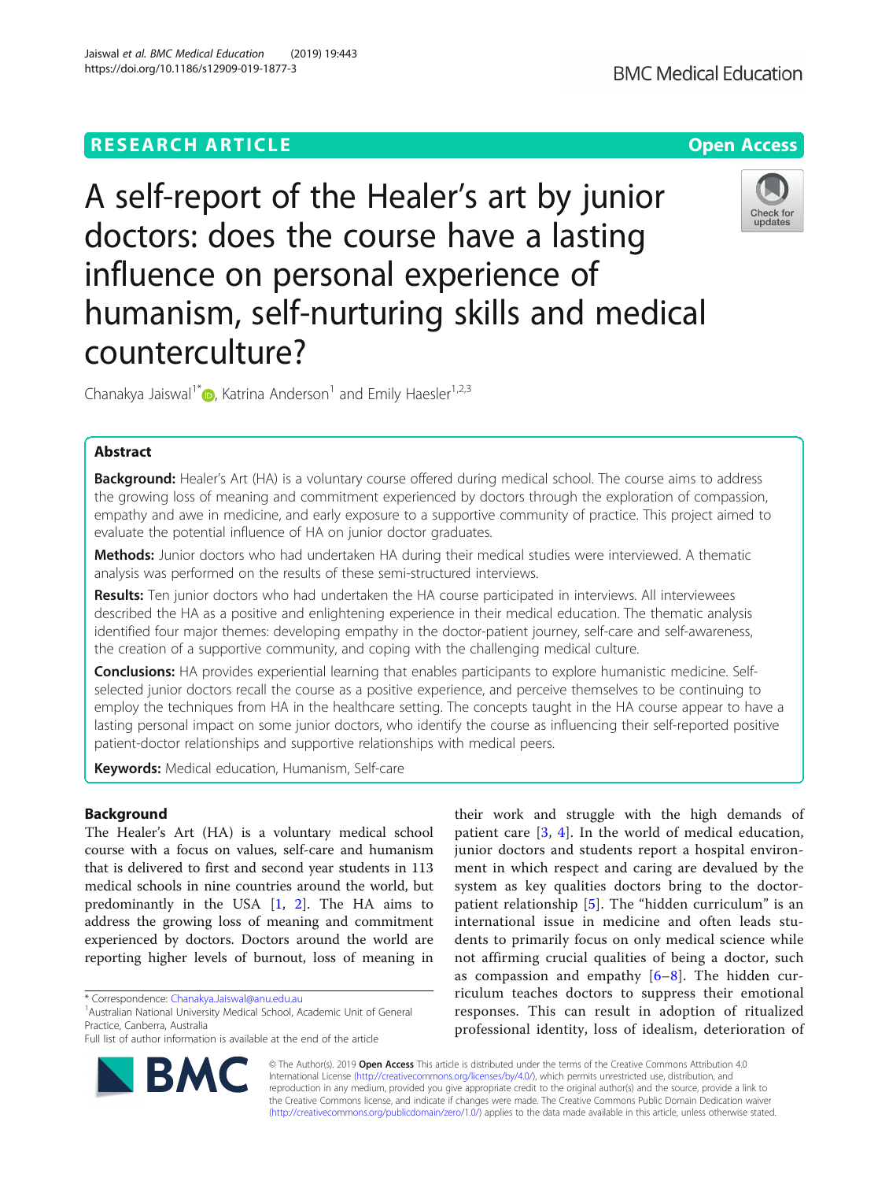RESEARCH ARTICLE

Open Access

# A self-report of the Healer's art by junior doctors: does the course have a lasting influence on personal experience of humanism, self-nurturing skills and medical counterculture?

Chanakya Jaiswal[1*], Katrina Anderson[1] and Emily Haesler[1,2,3]

## Abstract

**Background:** Healer's Art (HA) is a voluntary course offered during medical school. The course aims to address the growing loss of meaning and commitment experienced by doctors through the exploration of compassion, empathy and awe in medicine, and early exposure to a supportive community of practice. This project aimed to evaluate the potential influence of HA on junior doctor graduates.

**Methods:** Junior doctors who had undertaken HA during their medical studies were interviewed. A thematic analysis was performed on the results of these semi-structured interviews.

**Results:** Ten junior doctors who had undertaken the HA course participated in interviews. All interviewees described the HA as a positive and enlightening experience in their medical education. The thematic analysis identified four major themes: developing empathy in the doctor-patient journey, self-care and self-awareness, the creation of a supportive community, and coping with the challenging medical culture.

**Conclusions:** HA provides experiential learning that enables participants to explore humanistic medicine. Self-selected junior doctors recall the course as a positive experience, and perceive themselves to be continuing to employ the techniques from HA in the healthcare setting. The concepts taught in the HA course appear to have a lasting personal impact on some junior doctors, who identify the course as influencing their self-reported positive patient-doctor relationships and supportive relationships with medical peers.

**Keywords:** Medical education, Humanism, Self-care

## Background

The Healer's Art (HA) is a voluntary medical school course with a focus on values, self-care and humanism that is delivered to first and second year students in 113 medical schools in nine countries around the world, but predominantly in the USA [1, 2]. The HA aims to address the growing loss of meaning and commitment experienced by doctors. Doctors around the world are reporting higher levels of burnout, loss of meaning in their work and struggle with the high demands of patient care [3, 4]. In the world of medical education, junior doctors and students report a hospital environment in which respect and caring are devalued by the system as key qualities doctors bring to the doctor-patient relationship [5]. The "hidden curriculum" is an international issue in medicine and often leads students to primarily focus on only medical science while not affirming crucial qualities of being a doctor, such as compassion and empathy [6–8]. The hidden curriculum teaches doctors to suppress their emotional responses. This can result in adoption of ritualized professional identity, loss of idealism, deterioration of

* Correspondence: Chanakya.Jaiswal@anu.edu.au
[1]Australian National University Medical School, Academic Unit of General Practice, Canberra, Australia
Full list of author information is available at the end of the article

© The Author(s). 2019 **Open Access** This article is distributed under the terms of the Creative Commons Attribution 4.0 International License (http://creativecommons.org/licenses/by/4.0/), which permits unrestricted use, distribution, and reproduction in any medium, provided you give appropriate credit to the original author(s) and the source, provide a link to the Creative Commons license, and indicate if changes were made. The Creative Commons Public Domain Dedication waiver (http://creativecommons.org/publicdomain/zero/1.0/) applies to the data made available in this article, unless otherwise stated.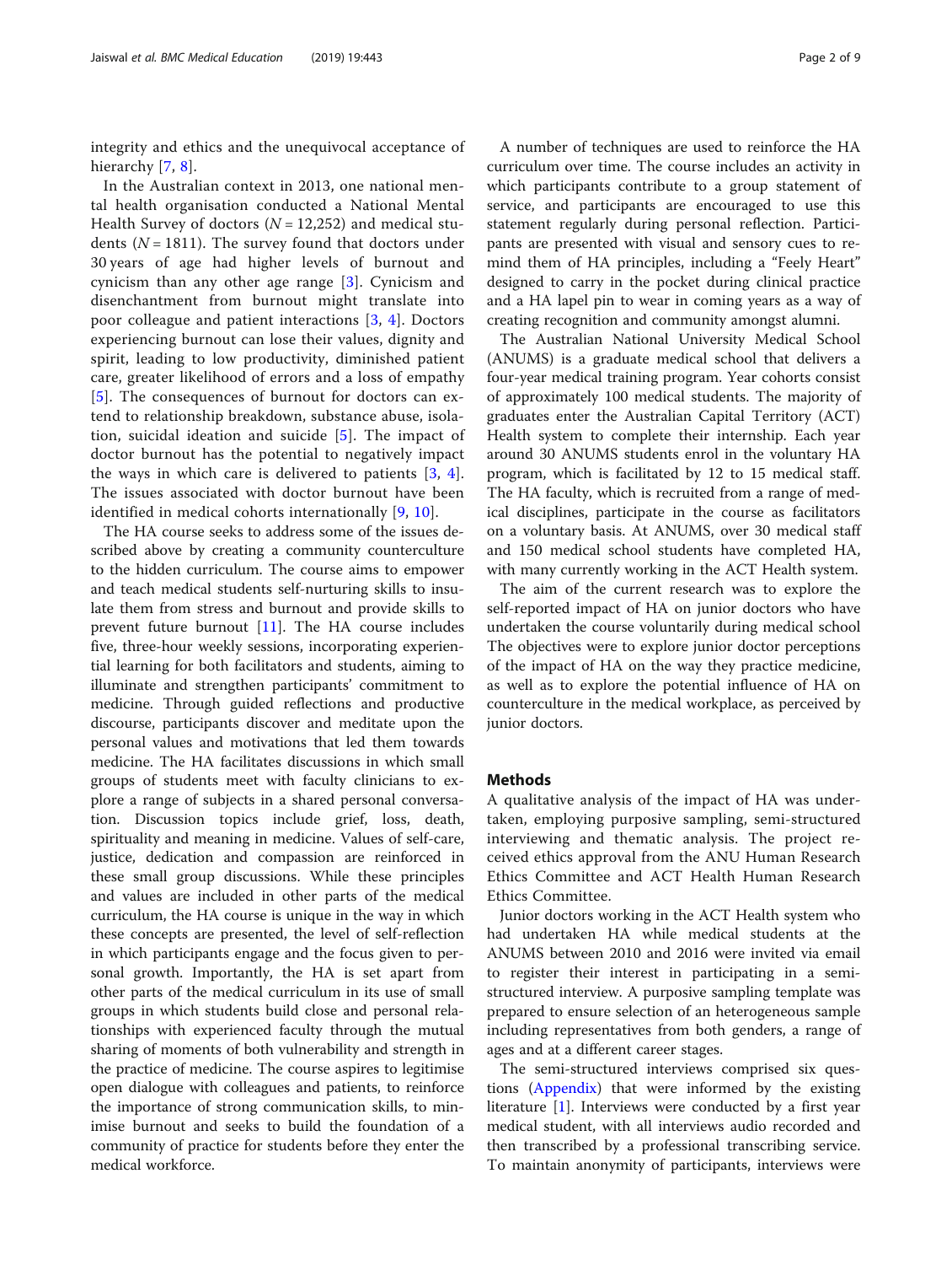integrity and ethics and the unequivocal acceptance of hierarchy [7, 8].

In the Australian context in 2013, one national mental health organisation conducted a National Mental Health Survey of doctors ($N = 12,252$) and medical students ($N = 1811$). The survey found that doctors under 30 years of age had higher levels of burnout and cynicism than any other age range [3]. Cynicism and disenchantment from burnout might translate into poor colleague and patient interactions [3, 4]. Doctors experiencing burnout can lose their values, dignity and spirit, leading to low productivity, diminished patient care, greater likelihood of errors and a loss of empathy [5]. The consequences of burnout for doctors can extend to relationship breakdown, substance abuse, isolation, suicidal ideation and suicide [5]. The impact of doctor burnout has the potential to negatively impact the ways in which care is delivered to patients [3, 4]. The issues associated with doctor burnout have been identified in medical cohorts internationally [9, 10].

The HA course seeks to address some of the issues described above by creating a community counterculture to the hidden curriculum. The course aims to empower and teach medical students self-nurturing skills to insulate them from stress and burnout and provide skills to prevent future burnout [11]. The HA course includes five, three-hour weekly sessions, incorporating experiential learning for both facilitators and students, aiming to illuminate and strengthen participants' commitment to medicine. Through guided reflections and productive discourse, participants discover and meditate upon the personal values and motivations that led them towards medicine. The HA facilitates discussions in which small groups of students meet with faculty clinicians to explore a range of subjects in a shared personal conversation. Discussion topics include grief, loss, death, spirituality and meaning in medicine. Values of self-care, justice, dedication and compassion are reinforced in these small group discussions. While these principles and values are included in other parts of the medical curriculum, the HA course is unique in the way in which these concepts are presented, the level of self-reflection in which participants engage and the focus given to personal growth. Importantly, the HA is set apart from other parts of the medical curriculum in its use of small groups in which students build close and personal relationships with experienced faculty through the mutual sharing of moments of both vulnerability and strength in the practice of medicine. The course aspires to legitimise open dialogue with colleagues and patients, to reinforce the importance of strong communication skills, to minimise burnout and seeks to build the foundation of a community of practice for students before they enter the medical workforce.

A number of techniques are used to reinforce the HA curriculum over time. The course includes an activity in which participants contribute to a group statement of service, and participants are encouraged to use this statement regularly during personal reflection. Participants are presented with visual and sensory cues to remind them of HA principles, including a "Feely Heart" designed to carry in the pocket during clinical practice and a HA lapel pin to wear in coming years as a way of creating recognition and community amongst alumni.

The Australian National University Medical School (ANUMS) is a graduate medical school that delivers a four-year medical training program. Year cohorts consist of approximately 100 medical students. The majority of graduates enter the Australian Capital Territory (ACT) Health system to complete their internship. Each year around 30 ANUMS students enrol in the voluntary HA program, which is facilitated by 12 to 15 medical staff. The HA faculty, which is recruited from a range of medical disciplines, participate in the course as facilitators on a voluntary basis. At ANUMS, over 30 medical staff and 150 medical school students have completed HA, with many currently working in the ACT Health system.

The aim of the current research was to explore the self-reported impact of HA on junior doctors who have undertaken the course voluntarily during medical school The objectives were to explore junior doctor perceptions of the impact of HA on the way they practice medicine, as well as to explore the potential influence of HA on counterculture in the medical workplace, as perceived by junior doctors.

## Methods

A qualitative analysis of the impact of HA was undertaken, employing purposive sampling, semi-structured interviewing and thematic analysis. The project received ethics approval from the ANU Human Research Ethics Committee and ACT Health Human Research Ethics Committee.

Junior doctors working in the ACT Health system who had undertaken HA while medical students at the ANUMS between 2010 and 2016 were invited via email to register their interest in participating in a semi-structured interview. A purposive sampling template was prepared to ensure selection of an heterogeneous sample including representatives from both genders, a range of ages and at a different career stages.

The semi-structured interviews comprised six questions (Appendix) that were informed by the existing literature [1]. Interviews were conducted by a first year medical student, with all interviews audio recorded and then transcribed by a professional transcribing service. To maintain anonymity of participants, interviews were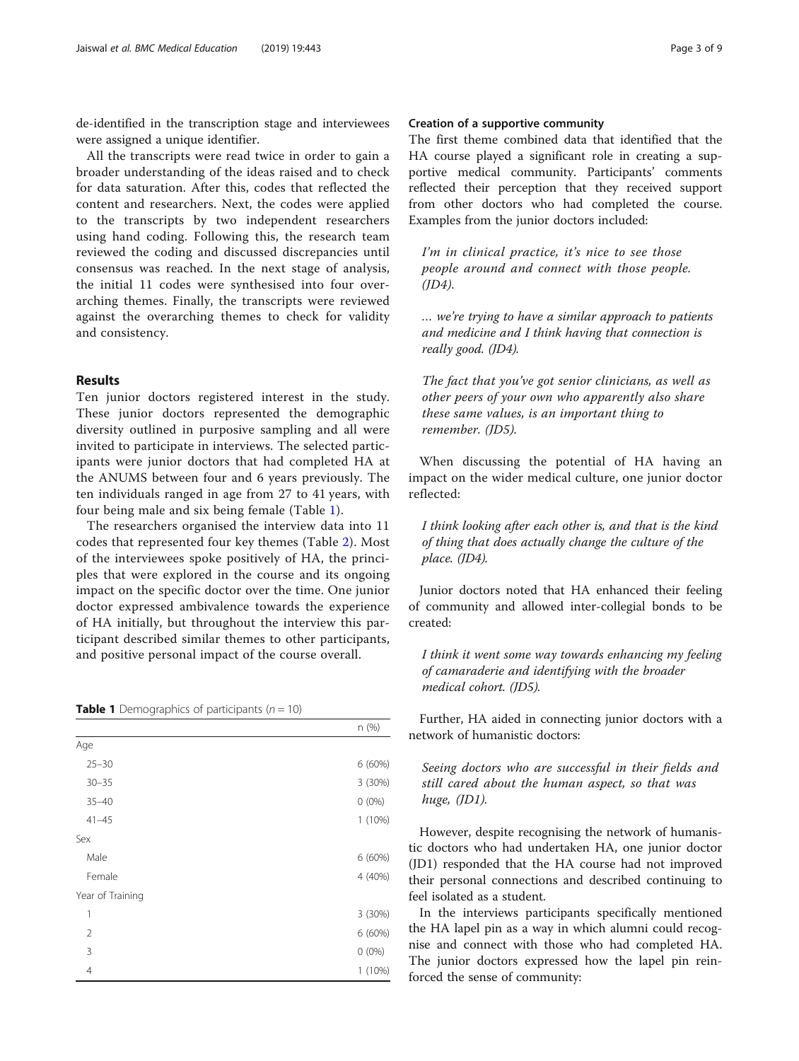de-identified in the transcription stage and interviewees were assigned a unique identifier.

All the transcripts were read twice in order to gain a broader understanding of the ideas raised and to check for data saturation. After this, codes that reflected the content and researchers. Next, the codes were applied to the transcripts by two independent researchers using hand coding. Following this, the research team reviewed the coding and discussed discrepancies until consensus was reached. In the next stage of analysis, the initial 11 codes were synthesised into four overarching themes. Finally, the transcripts were reviewed against the overarching themes to check for validity and consistency.

## Results

Ten junior doctors registered interest in the study. These junior doctors represented the demographic diversity outlined in purposive sampling and all were invited to participate in interviews. The selected participants were junior doctors that had completed HA at the ANUMS between four and 6 years previously. The ten individuals ranged in age from 27 to 41 years, with four being male and six being female (Table 1).

The researchers organised the interview data into 11 codes that represented four key themes (Table 2). Most of the interviewees spoke positively of HA, the principles that were explored in the course and its ongoing impact on the specific doctor over the time. One junior doctor expressed ambivalence towards the experience of HA initially, but throughout the interview this participant described similar themes to other participants, and positive personal impact of the course overall.

**Table 1** Demographics of participants ($n = 10$)

| | n (%) |
|---|---|
| Age | |
| 25–30 | 6 (60%) |
| 30–35 | 3 (30%) |
| 35–40 | 0 (0%) |
| 41–45 | 1 (10%) |
| Sex | |
| Male | 6 (60%) |
| Female | 4 (40%) |
| Year of Training | |
| 1 | 3 (30%) |
| 2 | 6 (60%) |
| 3 | 0 (0%) |
| 4 | 1 (10%) |

### Creation of a supportive community

The first theme combined data that identified that the HA course played a significant role in creating a supportive medical community. Participants' comments reflected their perception that they received support from other doctors who had completed the course. Examples from the junior doctors included:

> *I'm in clinical practice, it's nice to see those people around and connect with those people. (JD4).*

> *… we're trying to have a similar approach to patients and medicine and I think having that connection is really good. (JD4).*

> *The fact that you've got senior clinicians, as well as other peers of your own who apparently also share these same values, is an important thing to remember. (JD5).*

When discussing the potential of HA having an impact on the wider medical culture, one junior doctor reflected:

> *I think looking after each other is, and that is the kind of thing that does actually change the culture of the place. (JD4).*

Junior doctors noted that HA enhanced their feeling of community and allowed inter-collegial bonds to be created:

> *I think it went some way towards enhancing my feeling of camaraderie and identifying with the broader medical cohort. (JD5).*

Further, HA aided in connecting junior doctors with a network of humanistic doctors:

> *Seeing doctors who are successful in their fields and still cared about the human aspect, so that was huge, (JD1).*

However, despite recognising the network of humanistic doctors who had undertaken HA, one junior doctor (JD1) responded that the HA course had not improved their personal connections and described continuing to feel isolated as a student.

In the interviews participants specifically mentioned the HA lapel pin as a way in which alumni could recognise and connect with those who had completed HA. The junior doctors expressed how the lapel pin reinforced the sense of community: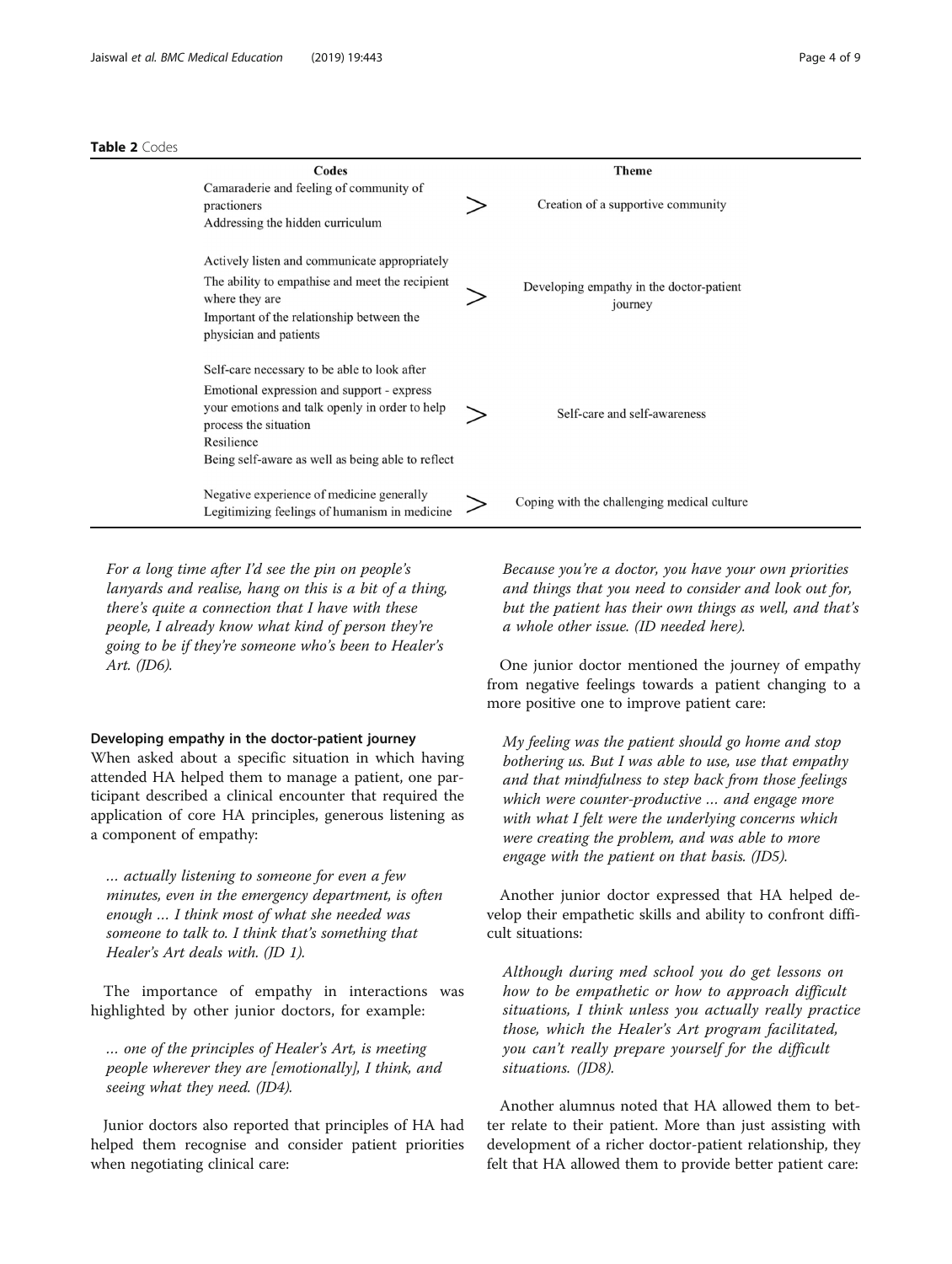**Table 2** Codes

| Codes | | Theme |
|---|---|---|
| Camaraderie and feeling of community of practioners<br>Addressing the hidden curriculum | > | Creation of a supportive community |
| Actively listen and communicate appropriately<br>The ability to empathise and meet the recipient where they are<br>Important of the relationship between the physician and patients | > | Developing empathy in the doctor-patient journey |
| Self-care necessary to be able to look after<br>Emotional expression and support - express your emotions and talk openly in order to help process the situation<br>Resilience<br>Being self-aware as well as being able to reflect | > | Self-care and self-awareness |
| Negative experience of medicine generally<br>Legitimizing feelings of humanism in medicine | > | Coping with the challenging medical culture |

> *For a long time after I'd see the pin on people's lanyards and realise, hang on this is a bit of a thing, there's quite a connection that I have with these people, I already know what kind of person they're going to be if they're someone who's been to Healer's Art. (JD6).*

### Developing empathy in the doctor-patient journey

When asked about a specific situation in which having attended HA helped them to manage a patient, one participant described a clinical encounter that required the application of core HA principles, generous listening as a component of empathy:

> *… actually listening to someone for even a few minutes, even in the emergency department, is often enough … I think most of what she needed was someone to talk to. I think that's something that Healer's Art deals with. (JD 1).*

The importance of empathy in interactions was highlighted by other junior doctors, for example:

> *… one of the principles of Healer's Art, is meeting people wherever they are [emotionally], I think, and seeing what they need. (JD4).*

Junior doctors also reported that principles of HA had helped them recognise and consider patient priorities when negotiating clinical care:

> *Because you're a doctor, you have your own priorities and things that you need to consider and look out for, but the patient has their own things as well, and that's a whole other issue. (ID needed here).*

One junior doctor mentioned the journey of empathy from negative feelings towards a patient changing to a more positive one to improve patient care:

> *My feeling was the patient should go home and stop bothering us. But I was able to use, use that empathy and that mindfulness to step back from those feelings which were counter-productive … and engage more with what I felt were the underlying concerns which were creating the problem, and was able to more engage with the patient on that basis. (JD5).*

Another junior doctor expressed that HA helped develop their empathetic skills and ability to confront difficult situations:

> *Although during med school you do get lessons on how to be empathetic or how to approach difficult situations, I think unless you actually really practice those, which the Healer's Art program facilitated, you can't really prepare yourself for the difficult situations. (JD8).*

Another alumnus noted that HA allowed them to better relate to their patient. More than just assisting with development of a richer doctor-patient relationship, they felt that HA allowed them to provide better patient care: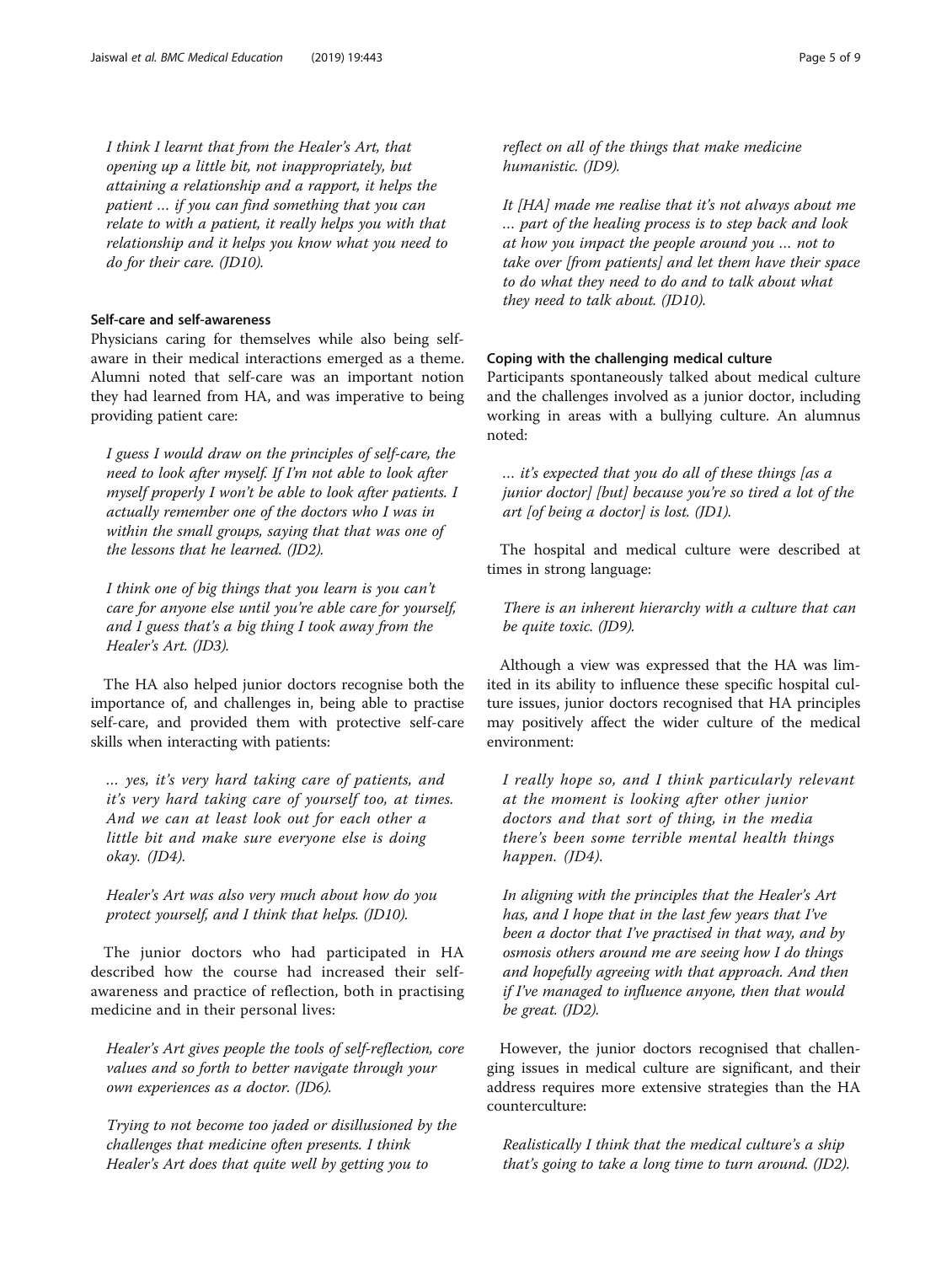*I think I learnt that from the Healer's Art, that opening up a little bit, not inappropriately, but attaining a relationship and a rapport, it helps the patient … if you can find something that you can relate to with a patient, it really helps you with that relationship and it helps you know what you need to do for their care. (JD10).*

### Self-care and self-awareness

Physicians caring for themselves while also being self-aware in their medical interactions emerged as a theme. Alumni noted that self-care was an important notion they had learned from HA, and was imperative to being providing patient care:

*I guess I would draw on the principles of self-care, the need to look after myself. If I'm not able to look after myself properly I won't be able to look after patients. I actually remember one of the doctors who I was in within the small groups, saying that that was one of the lessons that he learned. (JD2).*

*I think one of big things that you learn is you can't care for anyone else until you're able care for yourself, and I guess that's a big thing I took away from the Healer's Art. (JD3).*

The HA also helped junior doctors recognise both the importance of, and challenges in, being able to practise self-care, and provided them with protective self-care skills when interacting with patients:

*… yes, it's very hard taking care of patients, and it's very hard taking care of yourself too, at times. And we can at least look out for each other a little bit and make sure everyone else is doing okay. (JD4).*

*Healer's Art was also very much about how do you protect yourself, and I think that helps. (JD10).*

The junior doctors who had participated in HA described how the course had increased their self-awareness and practice of reflection, both in practising medicine and in their personal lives:

*Healer's Art gives people the tools of self-reflection, core values and so forth to better navigate through your own experiences as a doctor. (JD6).*

*Trying to not become too jaded or disillusioned by the challenges that medicine often presents. I think Healer's Art does that quite well by getting you to reflect on all of the things that make medicine humanistic. (JD9).*

*It [HA] made me realise that it's not always about me … part of the healing process is to step back and look at how you impact the people around you … not to take over [from patients] and let them have their space to do what they need to do and to talk about what they need to talk about. (JD10).*

### Coping with the challenging medical culture

Participants spontaneously talked about medical culture and the challenges involved as a junior doctor, including working in areas with a bullying culture. An alumnus noted:

*… it's expected that you do all of these things [as a junior doctor] [but] because you're so tired a lot of the art [of being a doctor] is lost. (JD1).*

The hospital and medical culture were described at times in strong language:

*There is an inherent hierarchy with a culture that can be quite toxic. (JD9).*

Although a view was expressed that the HA was limited in its ability to influence these specific hospital culture issues, junior doctors recognised that HA principles may positively affect the wider culture of the medical environment:

*I really hope so, and I think particularly relevant at the moment is looking after other junior doctors and that sort of thing, in the media there's been some terrible mental health things happen. (JD4).*

*In aligning with the principles that the Healer's Art has, and I hope that in the last few years that I've been a doctor that I've practised in that way, and by osmosis others around me are seeing how I do things and hopefully agreeing with that approach. And then if I've managed to influence anyone, then that would be great. (JD2).*

However, the junior doctors recognised that challenging issues in medical culture are significant, and their address requires more extensive strategies than the HA counterculture:

*Realistically I think that the medical culture's a ship that's going to take a long time to turn around. (JD2).*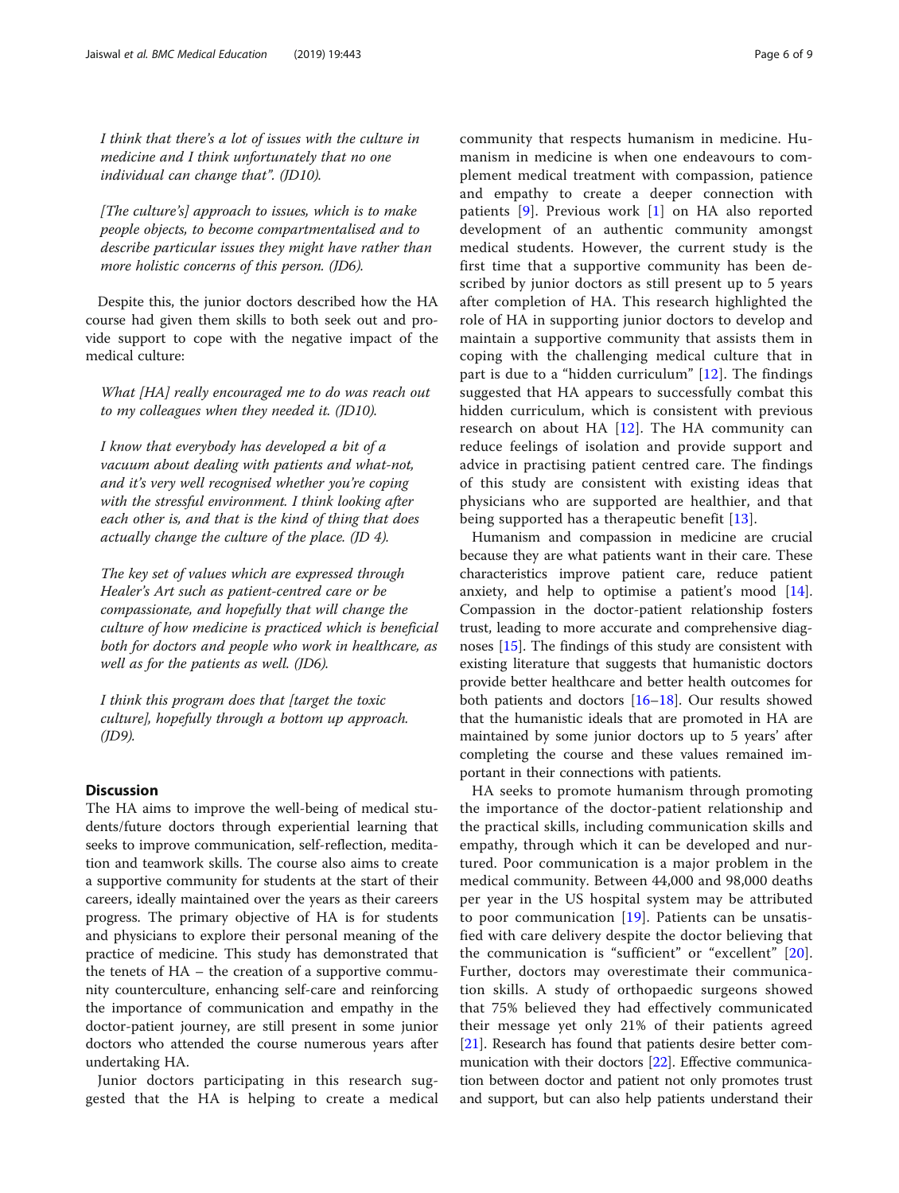*I think that there's a lot of issues with the culture in medicine and I think unfortunately that no one individual can change that". (JD10).*

*[The culture's] approach to issues, which is to make people objects, to become compartmentalised and to describe particular issues they might have rather than more holistic concerns of this person. (JD6).*

Despite this, the junior doctors described how the HA course had given them skills to both seek out and provide support to cope with the negative impact of the medical culture:

*What [HA] really encouraged me to do was reach out to my colleagues when they needed it. (JD10).*

*I know that everybody has developed a bit of a vacuum about dealing with patients and what-not, and it's very well recognised whether you're coping with the stressful environment. I think looking after each other is, and that is the kind of thing that does actually change the culture of the place. (JD 4).*

*The key set of values which are expressed through Healer's Art such as patient-centred care or be compassionate, and hopefully that will change the culture of how medicine is practiced which is beneficial both for doctors and people who work in healthcare, as well as for the patients as well. (JD6).*

*I think this program does that [target the toxic culture], hopefully through a bottom up approach. (JD9).*

## Discussion

The HA aims to improve the well-being of medical students/future doctors through experiential learning that seeks to improve communication, self-reflection, meditation and teamwork skills. The course also aims to create a supportive community for students at the start of their careers, ideally maintained over the years as their careers progress. The primary objective of HA is for students and physicians to explore their personal meaning of the practice of medicine. This study has demonstrated that the tenets of HA – the creation of a supportive community counterculture, enhancing self-care and reinforcing the importance of communication and empathy in the doctor-patient journey, are still present in some junior doctors who attended the course numerous years after undertaking HA.

Junior doctors participating in this research suggested that the HA is helping to create a medical community that respects humanism in medicine. Humanism in medicine is when one endeavours to complement medical treatment with compassion, patience and empathy to create a deeper connection with patients [9]. Previous work [1] on HA also reported development of an authentic community amongst medical students. However, the current study is the first time that a supportive community has been described by junior doctors as still present up to 5 years after completion of HA. This research highlighted the role of HA in supporting junior doctors to develop and maintain a supportive community that assists them in coping with the challenging medical culture that in part is due to a "hidden curriculum" [12]. The findings suggested that HA appears to successfully combat this hidden curriculum, which is consistent with previous research on about HA [12]. The HA community can reduce feelings of isolation and provide support and advice in practising patient centred care. The findings of this study are consistent with existing ideas that physicians who are supported are healthier, and that being supported has a therapeutic benefit [13].

Humanism and compassion in medicine are crucial because they are what patients want in their care. These characteristics improve patient care, reduce patient anxiety, and help to optimise a patient's mood [14]. Compassion in the doctor-patient relationship fosters trust, leading to more accurate and comprehensive diagnoses [15]. The findings of this study are consistent with existing literature that suggests that humanistic doctors provide better healthcare and better health outcomes for both patients and doctors [16–18]. Our results showed that the humanistic ideals that are promoted in HA are maintained by some junior doctors up to 5 years' after completing the course and these values remained important in their connections with patients.

HA seeks to promote humanism through promoting the importance of the doctor-patient relationship and the practical skills, including communication skills and empathy, through which it can be developed and nurtured. Poor communication is a major problem in the medical community. Between 44,000 and 98,000 deaths per year in the US hospital system may be attributed to poor communication [19]. Patients can be unsatisfied with care delivery despite the doctor believing that the communication is "sufficient" or "excellent" [20]. Further, doctors may overestimate their communication skills. A study of orthopaedic surgeons showed that 75% believed they had effectively communicated their message yet only 21% of their patients agreed [21]. Research has found that patients desire better communication with their doctors [22]. Effective communication between doctor and patient not only promotes trust and support, but can also help patients understand their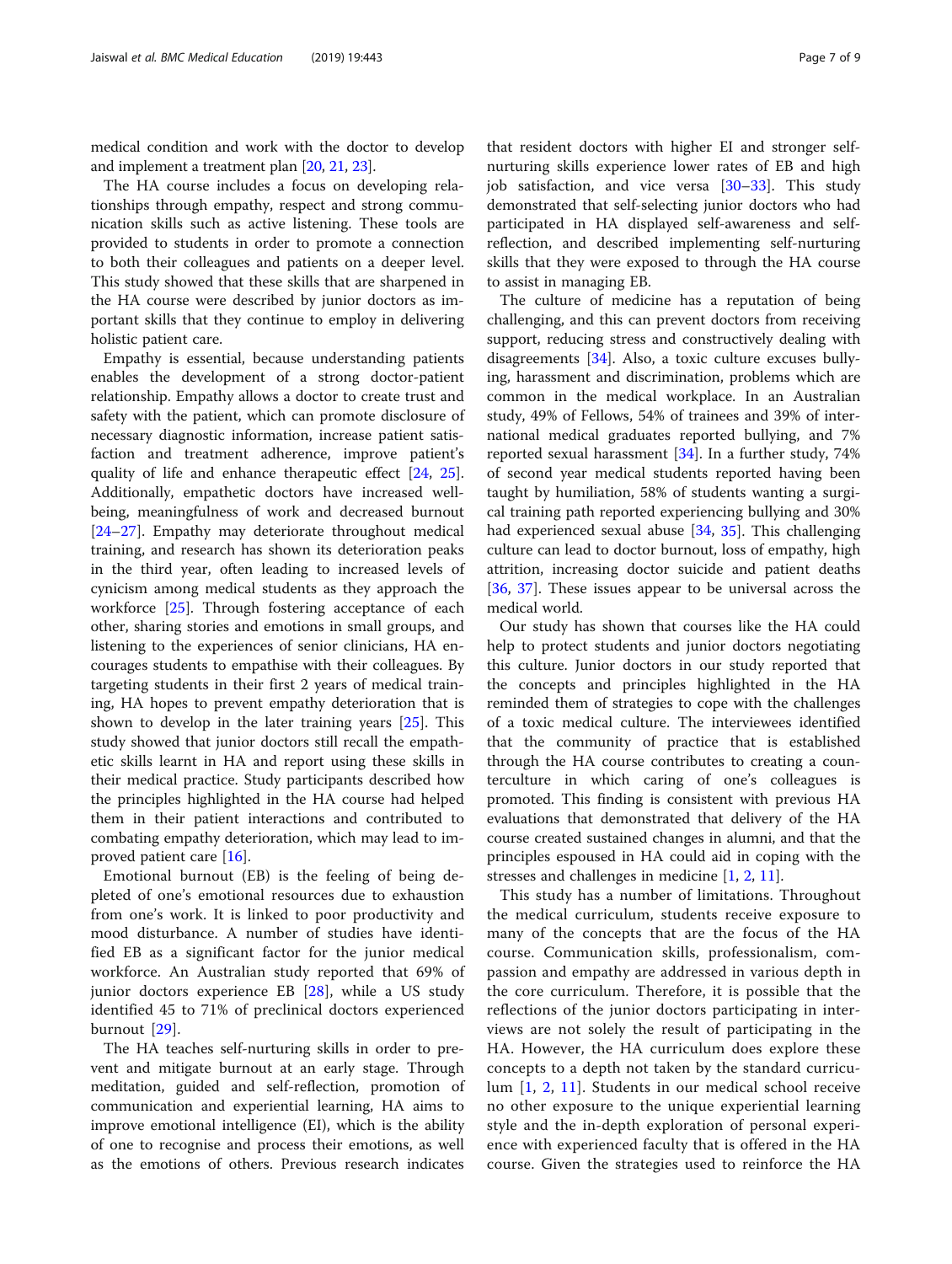medical condition and work with the doctor to develop and implement a treatment plan [20, 21, 23].

The HA course includes a focus on developing relationships through empathy, respect and strong communication skills such as active listening. These tools are provided to students in order to promote a connection to both their colleagues and patients on a deeper level. This study showed that these skills that are sharpened in the HA course were described by junior doctors as important skills that they continue to employ in delivering holistic patient care.

Empathy is essential, because understanding patients enables the development of a strong doctor-patient relationship. Empathy allows a doctor to create trust and safety with the patient, which can promote disclosure of necessary diagnostic information, increase patient satisfaction and treatment adherence, improve patient's quality of life and enhance therapeutic effect [24, 25]. Additionally, empathetic doctors have increased wellbeing, meaningfulness of work and decreased burnout [24–27]. Empathy may deteriorate throughout medical training, and research has shown its deterioration peaks in the third year, often leading to increased levels of cynicism among medical students as they approach the workforce [25]. Through fostering acceptance of each other, sharing stories and emotions in small groups, and listening to the experiences of senior clinicians, HA encourages students to empathise with their colleagues. By targeting students in their first 2 years of medical training, HA hopes to prevent empathy deterioration that is shown to develop in the later training years [25]. This study showed that junior doctors still recall the empathetic skills learnt in HA and report using these skills in their medical practice. Study participants described how the principles highlighted in the HA course had helped them in their patient interactions and contributed to combating empathy deterioration, which may lead to improved patient care [16].

Emotional burnout (EB) is the feeling of being depleted of one's emotional resources due to exhaustion from one's work. It is linked to poor productivity and mood disturbance. A number of studies have identified EB as a significant factor for the junior medical workforce. An Australian study reported that 69% of junior doctors experience EB [28], while a US study identified 45 to 71% of preclinical doctors experienced burnout [29].

The HA teaches self-nurturing skills in order to prevent and mitigate burnout at an early stage. Through meditation, guided and self-reflection, promotion of communication and experiential learning, HA aims to improve emotional intelligence (EI), which is the ability of one to recognise and process their emotions, as well as the emotions of others. Previous research indicates that resident doctors with higher EI and stronger self-nurturing skills experience lower rates of EB and high job satisfaction, and vice versa [30–33]. This study demonstrated that self-selecting junior doctors who had participated in HA displayed self-awareness and self-reflection, and described implementing self-nurturing skills that they were exposed to through the HA course to assist in managing EB.

The culture of medicine has a reputation of being challenging, and this can prevent doctors from receiving support, reducing stress and constructively dealing with disagreements [34]. Also, a toxic culture excuses bullying, harassment and discrimination, problems which are common in the medical workplace. In an Australian study, 49% of Fellows, 54% of trainees and 39% of international medical graduates reported bullying, and 7% reported sexual harassment [34]. In a further study, 74% of second year medical students reported having been taught by humiliation, 58% of students wanting a surgical training path reported experiencing bullying and 30% had experienced sexual abuse [34, 35]. This challenging culture can lead to doctor burnout, loss of empathy, high attrition, increasing doctor suicide and patient deaths [36, 37]. These issues appear to be universal across the medical world.

Our study has shown that courses like the HA could help to protect students and junior doctors negotiating this culture. Junior doctors in our study reported that the concepts and principles highlighted in the HA reminded them of strategies to cope with the challenges of a toxic medical culture. The interviewees identified that the community of practice that is established through the HA course contributes to creating a counterculture in which caring of one's colleagues is promoted. This finding is consistent with previous HA evaluations that demonstrated that delivery of the HA course created sustained changes in alumni, and that the principles espoused in HA could aid in coping with the stresses and challenges in medicine [1, 2, 11].

This study has a number of limitations. Throughout the medical curriculum, students receive exposure to many of the concepts that are the focus of the HA course. Communication skills, professionalism, compassion and empathy are addressed in various depth in the core curriculum. Therefore, it is possible that the reflections of the junior doctors participating in interviews are not solely the result of participating in the HA. However, the HA curriculum does explore these concepts to a depth not taken by the standard curriculum [1, 2, 11]. Students in our medical school receive no other exposure to the unique experiential learning style and the in-depth exploration of personal experience with experienced faculty that is offered in the HA course. Given the strategies used to reinforce the HA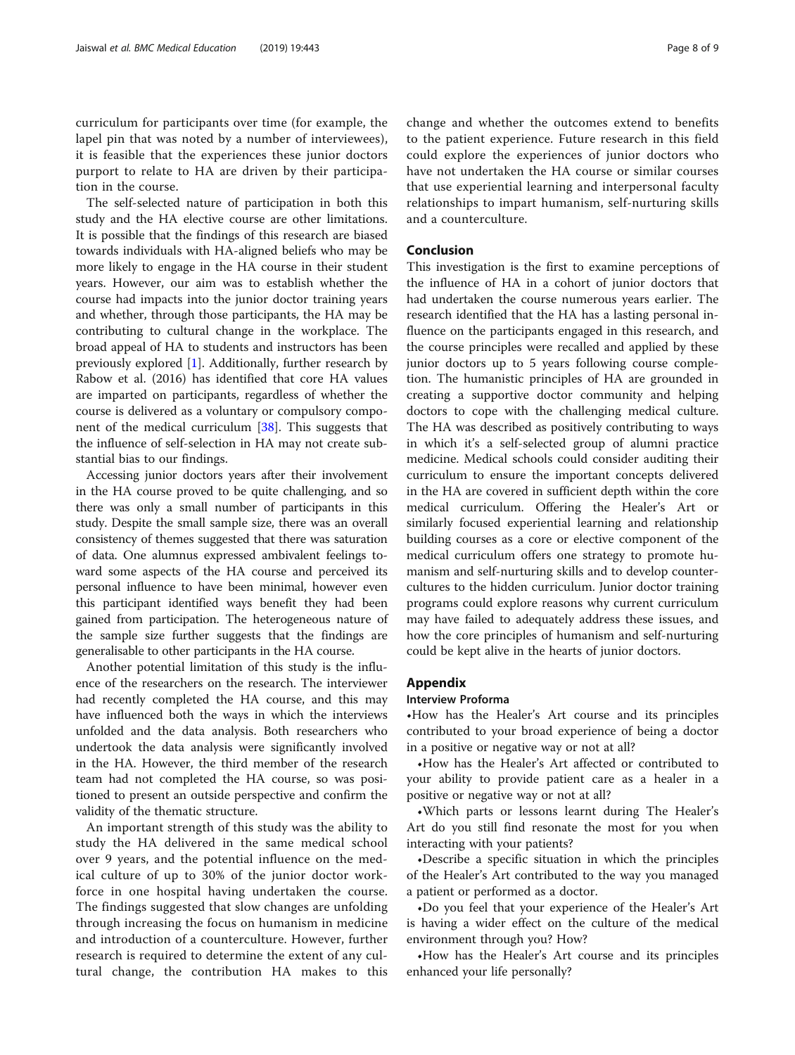curriculum for participants over time (for example, the lapel pin that was noted by a number of interviewees), it is feasible that the experiences these junior doctors purport to relate to HA are driven by their participation in the course.

The self-selected nature of participation in both this study and the HA elective course are other limitations. It is possible that the findings of this research are biased towards individuals with HA-aligned beliefs who may be more likely to engage in the HA course in their student years. However, our aim was to establish whether the course had impacts into the junior doctor training years and whether, through those participants, the HA may be contributing to cultural change in the workplace. The broad appeal of HA to students and instructors has been previously explored [1]. Additionally, further research by Rabow et al. (2016) has identified that core HA values are imparted on participants, regardless of whether the course is delivered as a voluntary or compulsory component of the medical curriculum [38]. This suggests that the influence of self-selection in HA may not create substantial bias to our findings.

Accessing junior doctors years after their involvement in the HA course proved to be quite challenging, and so there was only a small number of participants in this study. Despite the small sample size, there was an overall consistency of themes suggested that there was saturation of data. One alumnus expressed ambivalent feelings toward some aspects of the HA course and perceived its personal influence to have been minimal, however even this participant identified ways benefit they had been gained from participation. The heterogeneous nature of the sample size further suggests that the findings are generalisable to other participants in the HA course.

Another potential limitation of this study is the influence of the researchers on the research. The interviewer had recently completed the HA course, and this may have influenced both the ways in which the interviews unfolded and the data analysis. Both researchers who undertook the data analysis were significantly involved in the HA. However, the third member of the research team had not completed the HA course, so was positioned to present an outside perspective and confirm the validity of the thematic structure.

An important strength of this study was the ability to study the HA delivered in the same medical school over 9 years, and the potential influence on the medical culture of up to 30% of the junior doctor workforce in one hospital having undertaken the course. The findings suggested that slow changes are unfolding through increasing the focus on humanism in medicine and introduction of a counterculture. However, further research is required to determine the extent of any cultural change, the contribution HA makes to this change and whether the outcomes extend to benefits to the patient experience. Future research in this field could explore the experiences of junior doctors who have not undertaken the HA course or similar courses that use experiential learning and interpersonal faculty relationships to impart humanism, self-nurturing skills and a counterculture.

## Conclusion

This investigation is the first to examine perceptions of the influence of HA in a cohort of junior doctors that had undertaken the course numerous years earlier. The research identified that the HA has a lasting personal influence on the participants engaged in this research, and the course principles were recalled and applied by these junior doctors up to 5 years following course completion. The humanistic principles of HA are grounded in creating a supportive doctor community and helping doctors to cope with the challenging medical culture. The HA was described as positively contributing to ways in which it's a self-selected group of alumni practice medicine. Medical schools could consider auditing their curriculum to ensure the important concepts delivered in the HA are covered in sufficient depth within the core medical curriculum. Offering the Healer's Art or similarly focused experiential learning and relationship building courses as a core or elective component of the medical curriculum offers one strategy to promote humanism and self-nurturing skills and to develop countercultures to the hidden curriculum. Junior doctor training programs could explore reasons why current curriculum may have failed to adequately address these issues, and how the core principles of humanism and self-nurturing could be kept alive in the hearts of junior doctors.

## Appendix

### Interview Proforma

- How has the Healer's Art course and its principles contributed to your broad experience of being a doctor in a positive or negative way or not at all?
- How has the Healer's Art affected or contributed to your ability to provide patient care as a healer in a positive or negative way or not at all?
- Which parts or lessons learnt during The Healer's Art do you still find resonate the most for you when interacting with your patients?
- Describe a specific situation in which the principles of the Healer's Art contributed to the way you managed a patient or performed as a doctor.
- Do you feel that your experience of the Healer's Art is having a wider effect on the culture of the medical environment through you? How?
- How has the Healer's Art course and its principles enhanced your life personally?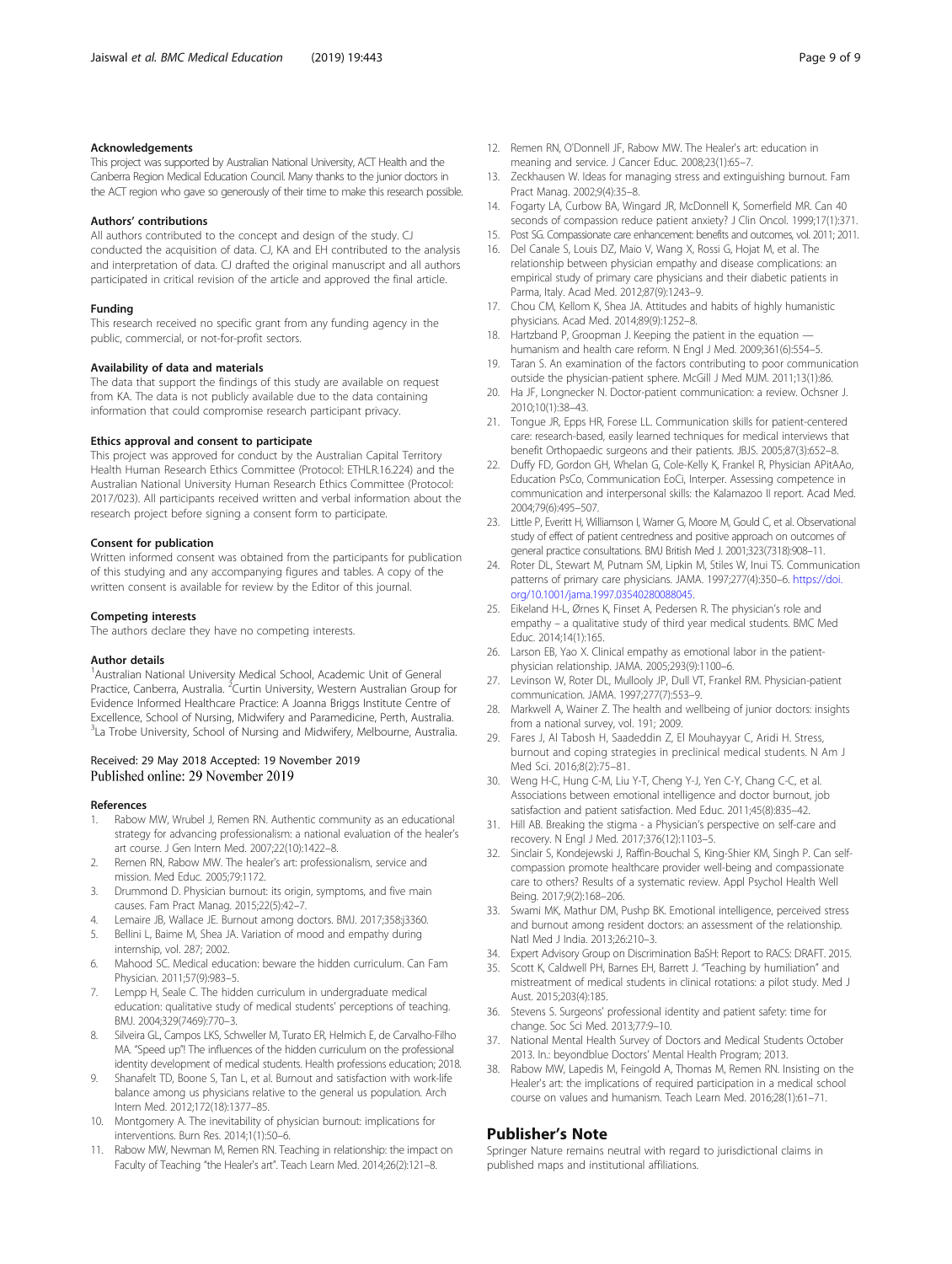#### Acknowledgements

This project was supported by Australian National University, ACT Health and the Canberra Region Medical Education Council. Many thanks to the junior doctors in the ACT region who gave so generously of their time to make this research possible.

#### Authors' contributions

All authors contributed to the concept and design of the study. CJ conducted the acquisition of data. CJ, KA and EH contributed to the analysis and interpretation of data. CJ drafted the original manuscript and all authors participated in critical revision of the article and approved the final article.

#### Funding

This research received no specific grant from any funding agency in the public, commercial, or not-for-profit sectors.

#### Availability of data and materials

The data that support the findings of this study are available on request from KA. The data is not publicly available due to the data containing information that could compromise research participant privacy.

#### Ethics approval and consent to participate

This project was approved for conduct by the Australian Capital Territory Health Human Research Ethics Committee (Protocol: ETHLR.16.224) and the Australian National University Human Research Ethics Committee (Protocol: 2017/023). All participants received written and verbal information about the research project before signing a consent form to participate.

#### Consent for publication

Written informed consent was obtained from the participants for publication of this studying and any accompanying figures and tables. A copy of the written consent is available for review by the Editor of this journal.

#### Competing interests

The authors declare they have no competing interests.

#### Author details

[1]Australian National University Medical School, Academic Unit of General Practice, Canberra, Australia. [2]Curtin University, Western Australian Group for Evidence Informed Healthcare Practice: A Joanna Briggs Institute Centre of Excellence, School of Nursing, Midwifery and Paramedicine, Perth, Australia. [3]La Trobe University, School of Nursing and Midwifery, Melbourne, Australia.

Received: 29 May 2018 Accepted: 19 November 2019
Published online: 29 November 2019

#### References

1. Rabow MW, Wrubel J, Remen RN. Authentic community as an educational strategy for advancing professionalism: a national evaluation of the healer's art course. J Gen Intern Med. 2007;22(10):1422–8.
2. Remen RN, Rabow MW. The healer's art: professionalism, service and mission. Med Educ. 2005;79:1172.
3. Drummond D. Physician burnout: its origin, symptoms, and five main causes. Fam Pract Manag. 2015;22(5):42–7.
4. Lemaire JB, Wallace JE. Burnout among doctors. BMJ. 2017;358:j3360.
5. Bellini L, Baime M, Shea JA. Variation of mood and empathy during internship, vol. 287; 2002.
6. Mahood SC. Medical education: beware the hidden curriculum. Can Fam Physician. 2011;57(9):983–5.
7. Lempp H, Seale C. The hidden curriculum in undergraduate medical education: qualitative study of medical students' perceptions of teaching. BMJ. 2004;329(7469):770–3.
8. Silveira GL, Campos LKS, Schweller M, Turato ER, Helmich E, de Carvalho-Filho MA. "Speed up"! The influences of the hidden curriculum on the professional identity development of medical students. Health professions education; 2018.
9. Shanafelt TD, Boone S, Tan L, et al. Burnout and satisfaction with work-life balance among us physicians relative to the general us population. Arch Intern Med. 2012;172(18):1377–85.
10. Montgomery A. The inevitability of physician burnout: implications for interventions. Burn Res. 2014;1(1):50–6.
11. Rabow MW, Newman M, Remen RN. Teaching in relationship: the impact on Faculty of Teaching "the Healer's art". Teach Learn Med. 2014;26(2):121–8.
12. Remen RN, O'Donnell JF, Rabow MW. The Healer's art: education in meaning and service. J Cancer Educ. 2008;23(1):65–7.
13. Zeckhausen W. Ideas for managing stress and extinguishing burnout. Fam Pract Manag. 2002;9(4):35–8.
14. Fogarty LA, Curbow BA, Wingard JR, McDonnell K, Somerfield MR. Can 40 seconds of compassion reduce patient anxiety? J Clin Oncol. 1999;17(1):371.
15. Post SG. Compassionate care enhancement: benefits and outcomes, vol. 2011; 2011.
16. Del Canale S, Louis DZ, Maio V, Wang X, Rossi G, Hojat M, et al. The relationship between physician empathy and disease complications: an empirical study of primary care physicians and their diabetic patients in Parma, Italy. Acad Med. 2012;87(9):1243–9.
17. Chou CM, Kellom K, Shea JA. Attitudes and habits of highly humanistic physicians. Acad Med. 2014;89(9):1252–8.
18. Hartzband P, Groopman J. Keeping the patient in the equation — humanism and health care reform. N Engl J Med. 2009;361(6):554–5.
19. Taran S. An examination of the factors contributing to poor communication outside the physician-patient sphere. McGill J Med MJM. 2011;13(1):86.
20. Ha JF, Longnecker N. Doctor-patient communication: a review. Ochsner J. 2010;10(1):38–43.
21. Tongue JR, Epps HR, Forese LL. Communication skills for patient-centered care: research-based, easily learned techniques for medical interviews that benefit Orthopaedic surgeons and their patients. JBJS. 2005;87(3):652–8.
22. Duffy FD, Gordon GH, Whelan G, Cole-Kelly K, Frankel R, Physician APitAAo, Education PsCo, Communication EoCi, Interper. Assessing competence in communication and interpersonal skills: the Kalamazoo II report. Acad Med. 2004;79(6):495–507.
23. Little P, Everitt H, Williamson I, Warner G, Moore M, Gould C, et al. Observational study of effect of patient centredness and positive approach on outcomes of general practice consultations. BMJ British Med J. 2001;323(7318):908–11.
24. Roter DL, Stewart M, Putnam SM, Lipkin M, Stiles W, Inui TS. Communication patterns of primary care physicians. JAMA. 1997;277(4):350–6. https://doi.org/10.1001/jama.1997.03540280088045.
25. Eikeland H-L, Ørnes K, Finset A, Pedersen R. The physician's role and empathy – a qualitative study of third year medical students. BMC Med Educ. 2014;14(1):165.
26. Larson EB, Yao X. Clinical empathy as emotional labor in the patient-physician relationship. JAMA. 2005;293(9):1100–6.
27. Levinson W, Roter DL, Mullooly JP, Dull VT, Frankel RM. Physician-patient communication. JAMA. 1997;277(7):553–9.
28. Markwell A, Wainer Z. The health and wellbeing of junior doctors: insights from a national survey, vol. 191; 2009.
29. Fares J, Al Tabosh H, Saadeddin Z, El Mouhayyar C, Aridi H. Stress, burnout and coping strategies in preclinical medical students. N Am J Med Sci. 2016;8(2):75–81.
30. Weng H-C, Hung C-M, Liu Y-T, Cheng Y-J, Yen C-Y, Chang C-C, et al. Associations between emotional intelligence and doctor burnout, job satisfaction and patient satisfaction. Med Educ. 2011;45(8):835–42.
31. Hill AB. Breaking the stigma - a Physician's perspective on self-care and recovery. N Engl J Med. 2017;376(12):1103–5.
32. Sinclair S, Kondejewski J, Raffin-Bouchal S, King-Shier KM, Singh P. Can self-compassion promote healthcare provider well-being and compassionate care to others? Results of a systematic review. Appl Psychol Health Well Being. 2017;9(2):168–206.
33. Swami MK, Mathur DM, Pushp BK. Emotional intelligence, perceived stress and burnout among resident doctors: an assessment of the relationship. Natl Med J India. 2013;26:210–3.
34. Expert Advisory Group on Discrimination BaSH: Report to RACS: DRAFT. 2015.
35. Scott K, Caldwell PH, Barnes EH, Barrett J. "Teaching by humiliation" and mistreatment of medical students in clinical rotations: a pilot study. Med J Aust. 2015;203(4):185.
36. Stevens S. Surgeons' professional identity and patient safety: time for change. Soc Sci Med. 2013;77:9–10.
37. National Mental Health Survey of Doctors and Medical Students October 2013. In.: beyondblue Doctors' Mental Health Program; 2013.
38. Rabow MW, Lapedis M, Feingold A, Thomas M, Remen RN. Insisting on the Healer's art: the implications of required participation in a medical school course on values and humanism. Teach Learn Med. 2016;28(1):61–71.

## Publisher's Note

Springer Nature remains neutral with regard to jurisdictional claims in published maps and institutional affiliations.